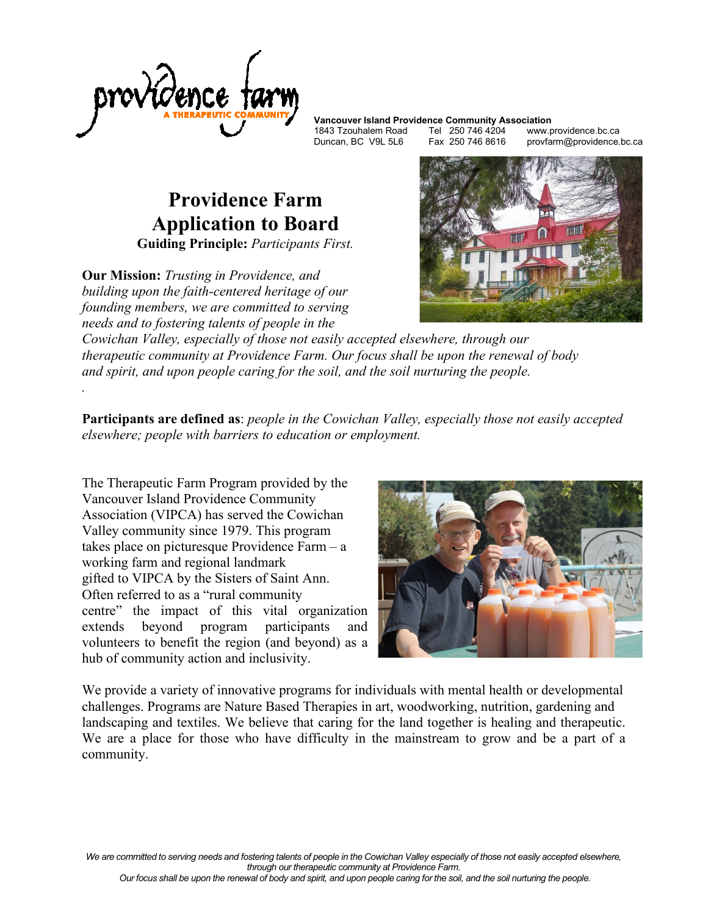providence farm
A THERAPEUTIC COMMUNITY

**Vancouver Island Providence Community Association**
1843 Tzouhalem Road Duncan, BC V9L 5L6
Tel 250 746 4204 Fax 250 746 8616
www.providence.bc.ca provfarm@providence.bc.ca

# Providence Farm Application to Board

**Guiding Principle:** *Participants First.*

**Our Mission:** *Trusting in Providence, and building upon the faith-centered heritage of our founding members, we are committed to serving needs and to fostering talents of people in the Cowichan Valley, especially of those not easily accepted elsewhere, through our therapeutic community at Providence Farm. Our focus shall be upon the renewal of body and spirit, and upon people caring for the soil, and the soil nurturing the people.*

**Participants are defined as**: *people in the Cowichan Valley, especially those not easily accepted elsewhere; people with barriers to education or employment.*

The Therapeutic Farm Program provided by the Vancouver Island Providence Community Association (VIPCA) has served the Cowichan Valley community since 1979. This program takes place on picturesque Providence Farm – a working farm and regional landmark gifted to VIPCA by the Sisters of Saint Ann. Often referred to as a "rural community centre" the impact of this vital organization extends beyond program participants and volunteers to benefit the region (and beyond) as a hub of community action and inclusivity.

We provide a variety of innovative programs for individuals with mental health or developmental challenges. Programs are Nature Based Therapies in art, woodworking, nutrition, gardening and landscaping and textiles. We believe that caring for the land together is healing and therapeutic. We are a place for those who have difficulty in the mainstream to grow and be a part of a community.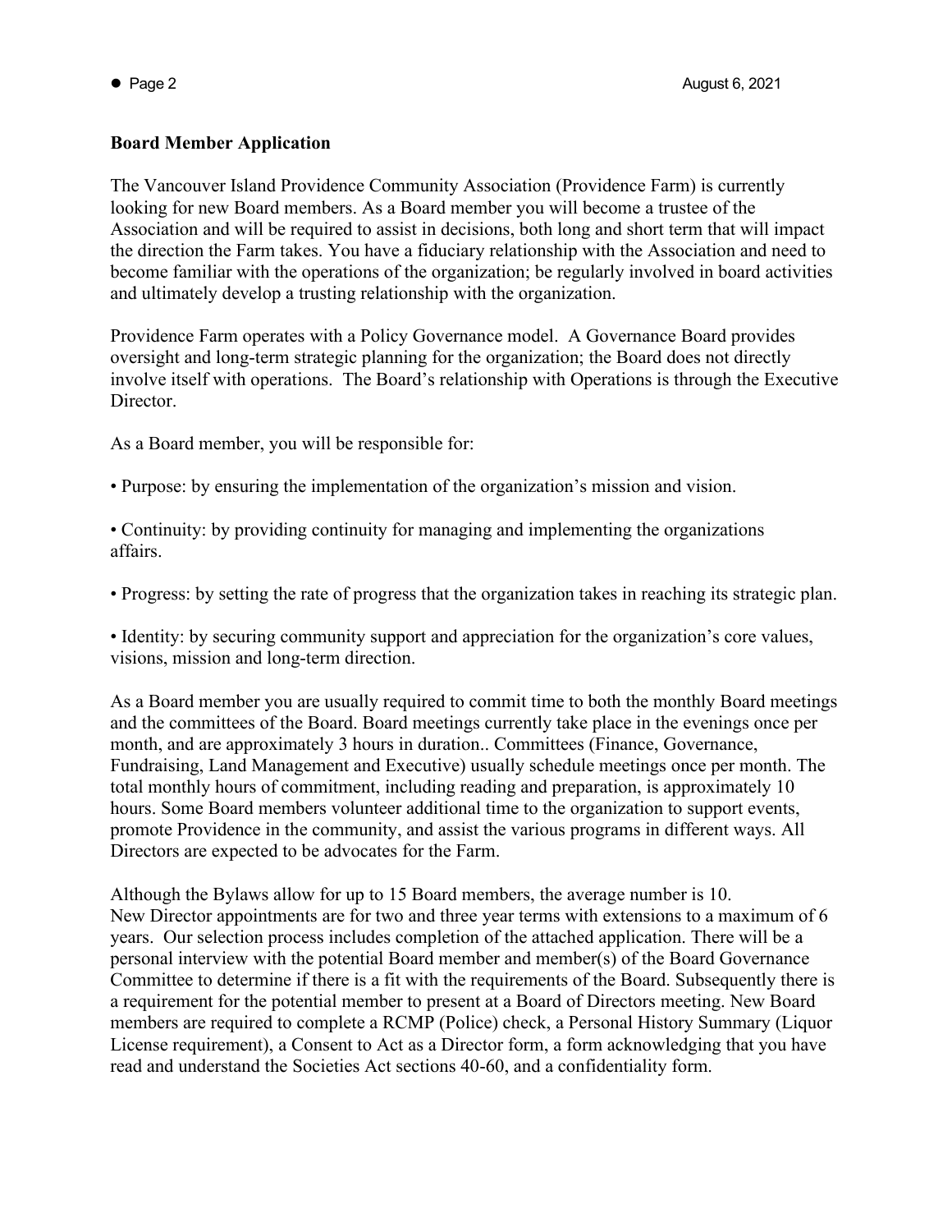**Board Member Application**

The Vancouver Island Providence Community Association (Providence Farm) is currently looking for new Board members. As a Board member you will become a trustee of the Association and will be required to assist in decisions, both long and short term that will impact the direction the Farm takes. You have a fiduciary relationship with the Association and need to become familiar with the operations of the organization; be regularly involved in board activities and ultimately develop a trusting relationship with the organization.

Providence Farm operates with a Policy Governance model. A Governance Board provides oversight and long-term strategic planning for the organization; the Board does not directly involve itself with operations. The Board's relationship with Operations is through the Executive Director.

As a Board member, you will be responsible for:

• Purpose: by ensuring the implementation of the organization's mission and vision.

• Continuity: by providing continuity for managing and implementing the organizations affairs.

• Progress: by setting the rate of progress that the organization takes in reaching its strategic plan.

• Identity: by securing community support and appreciation for the organization's core values, visions, mission and long-term direction.

As a Board member you are usually required to commit time to both the monthly Board meetings and the committees of the Board. Board meetings currently take place in the evenings once per month, and are approximately 3 hours in duration.. Committees (Finance, Governance, Fundraising, Land Management and Executive) usually schedule meetings once per month. The total monthly hours of commitment, including reading and preparation, is approximately 10 hours. Some Board members volunteer additional time to the organization to support events, promote Providence in the community, and assist the various programs in different ways. All Directors are expected to be advocates for the Farm.

Although the Bylaws allow for up to 15 Board members, the average number is 10. New Director appointments are for two and three year terms with extensions to a maximum of 6 years. Our selection process includes completion of the attached application. There will be a personal interview with the potential Board member and member(s) of the Board Governance Committee to determine if there is a fit with the requirements of the Board. Subsequently there is a requirement for the potential member to present at a Board of Directors meeting. New Board members are required to complete a RCMP (Police) check, a Personal History Summary (Liquor License requirement), a Consent to Act as a Director form, a form acknowledging that you have read and understand the Societies Act sections 40-60, and a confidentiality form.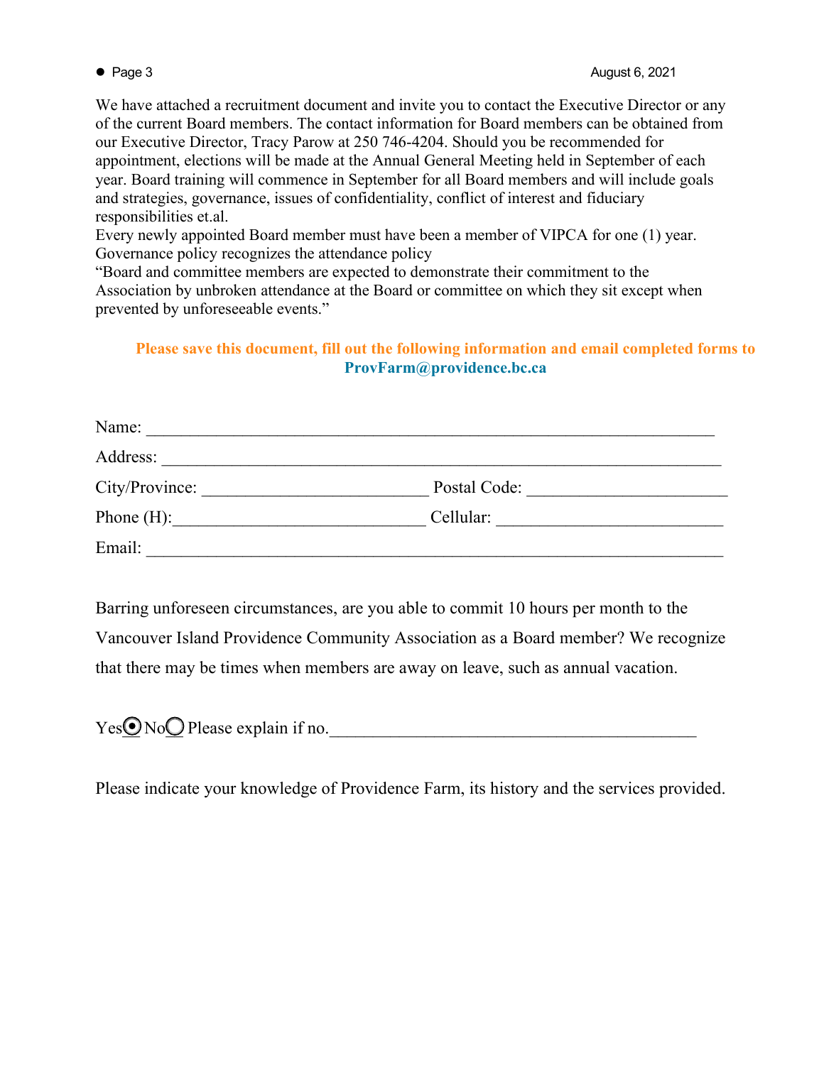We have attached a recruitment document and invite you to contact the Executive Director or any of the current Board members. The contact information for Board members can be obtained from our Executive Director, Tracy Parow at 250 746-4204. Should you be recommended for appointment, elections will be made at the Annual General Meeting held in September of each year. Board training will commence in September for all Board members and will include goals and strategies, governance, issues of confidentiality, conflict of interest and fiduciary responsibilities et.al.
Every newly appointed Board member must have been a member of VIPCA for one (1) year. Governance policy recognizes the attendance policy
"Board and committee members are expected to demonstrate their commitment to the Association by unbroken attendance at the Board or committee on which they sit except when prevented by unforeseeable events."

**Please save this document, fill out the following information and email completed forms to ProvFarm@providence.bc.ca**

Name: ____________________________________________________________

Address: __________________________________________________________

City/Province: __________________________ Postal Code: ______________________

Phone (H):_____________________________ Cellular: __________________________

Email: ____________________________________________________________

Barring unforeseen circumstances, are you able to commit 10 hours per month to the Vancouver Island Providence Community Association as a Board member? We recognize that there may be times when members are away on leave, such as annual vacation.

Yes ◉ No ○ Please explain if no.__________________________________________

Please indicate your knowledge of Providence Farm, its history and the services provided.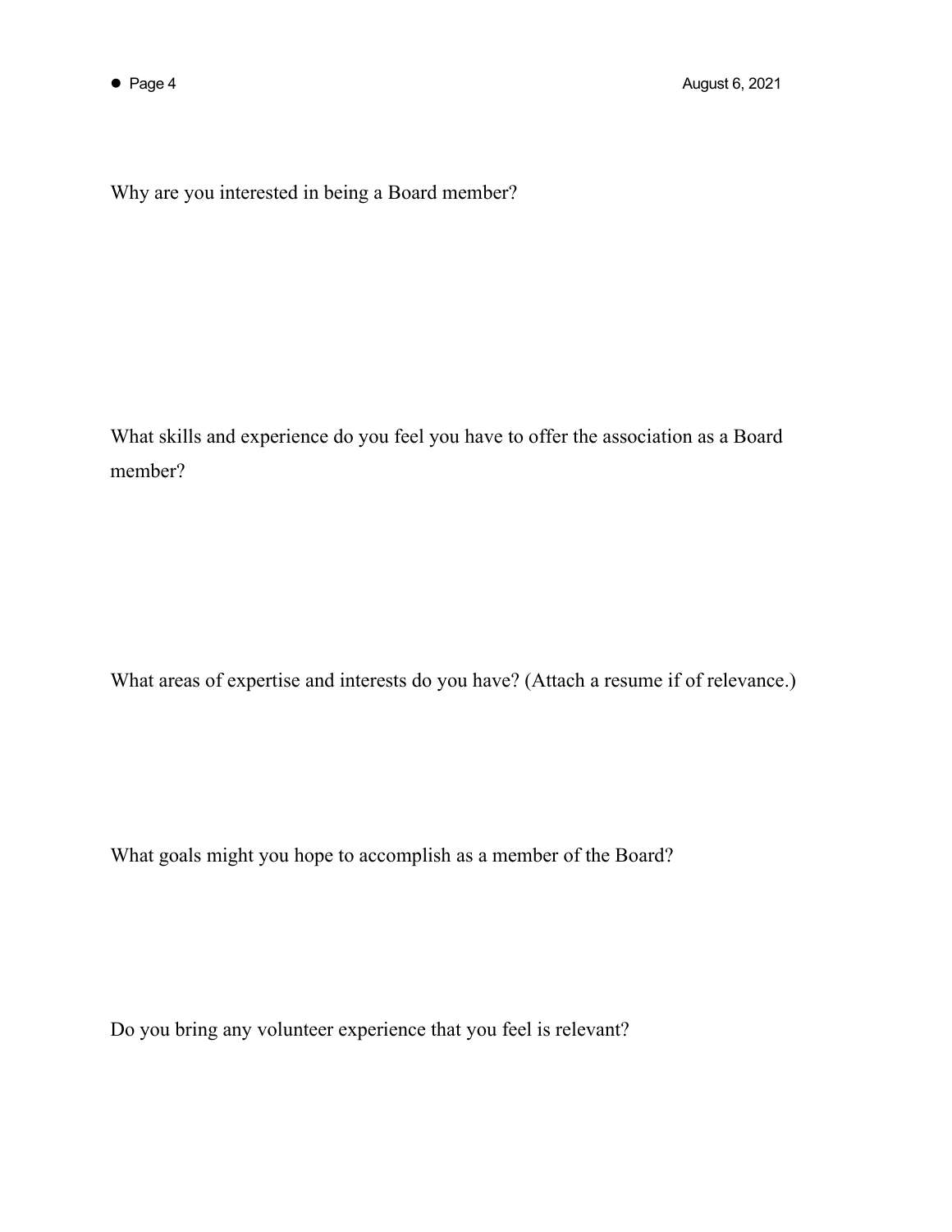Why are you interested in being a Board member?

What skills and experience do you feel you have to offer the association as a Board member?

What areas of expertise and interests do you have? (Attach a resume if of relevance.)

What goals might you hope to accomplish as a member of the Board?

Do you bring any volunteer experience that you feel is relevant?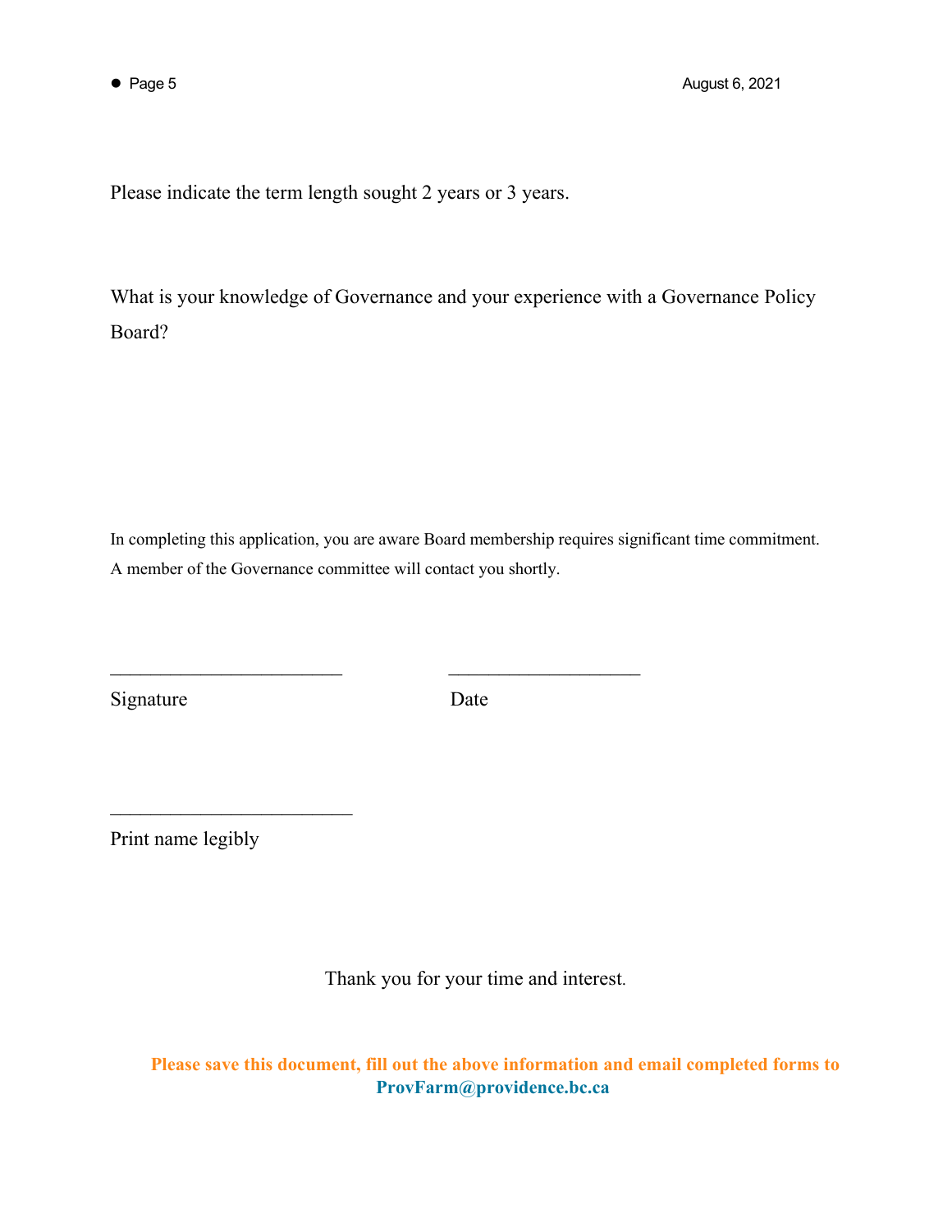Please indicate the term length sought 2 years or 3 years.

What is your knowledge of Governance and your experience with a Governance Policy Board?

In completing this application, you are aware Board membership requires significant time commitment. A member of the Governance committee will contact you shortly.

________________________  ____________________

Signature  Date

_________________________

Print name legibly

Thank you for your time and interest.

**Please save this document, fill out the above information and email completed forms to ProvFarm@providence.bc.ca**